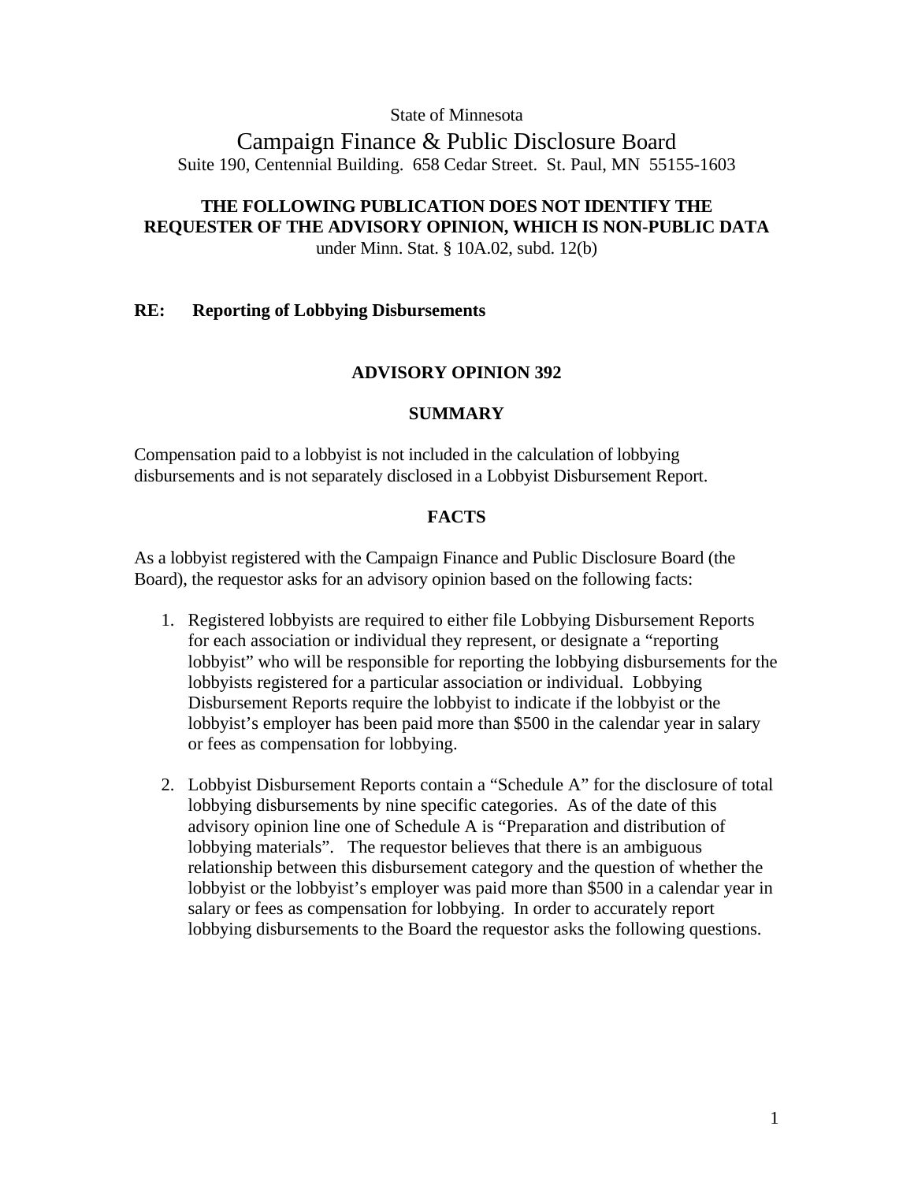State of Minnesota

# Campaign Finance & Public Disclosure Board

Suite 190, Centennial Building. 658 Cedar Street. St. Paul, MN 55155-1603

**THE FOLLOWING PUBLICATION DOES NOT IDENTIFY THE REQUESTER OF THE ADVISORY OPINION, WHICH IS NON-PUBLIC DATA**
under Minn. Stat. § 10A.02, subd. 12(b)

**RE: Reporting of Lobbying Disbursements**

## ADVISORY OPINION 392

### SUMMARY

Compensation paid to a lobbyist is not included in the calculation of lobbying disbursements and is not separately disclosed in a Lobbyist Disbursement Report.

### FACTS

As a lobbyist registered with the Campaign Finance and Public Disclosure Board (the Board), the requestor asks for an advisory opinion based on the following facts:

1. Registered lobbyists are required to either file Lobbying Disbursement Reports for each association or individual they represent, or designate a "reporting lobbyist" who will be responsible for reporting the lobbying disbursements for the lobbyists registered for a particular association or individual. Lobbying Disbursement Reports require the lobbyist to indicate if the lobbyist or the lobbyist's employer has been paid more than $500 in the calendar year in salary or fees as compensation for lobbying.

2. Lobbyist Disbursement Reports contain a "Schedule A" for the disclosure of total lobbying disbursements by nine specific categories. As of the date of this advisory opinion line one of Schedule A is "Preparation and distribution of lobbying materials". The requestor believes that there is an ambiguous relationship between this disbursement category and the question of whether the lobbyist or the lobbyist's employer was paid more than $500 in a calendar year in salary or fees as compensation for lobbying. In order to accurately report lobbying disbursements to the Board the requestor asks the following questions.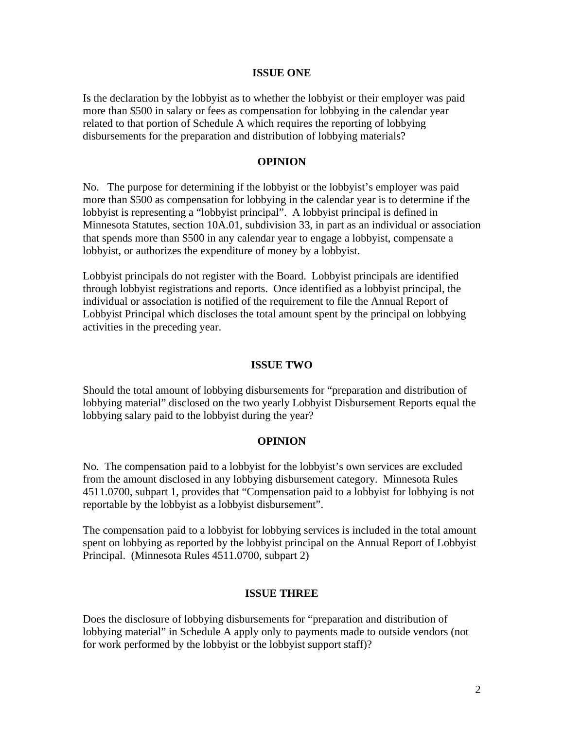**ISSUE ONE**

Is the declaration by the lobbyist as to whether the lobbyist or their employer was paid more than $500 in salary or fees as compensation for lobbying in the calendar year related to that portion of Schedule A which requires the reporting of lobbying disbursements for the preparation and distribution of lobbying materials?

**OPINION**

No. The purpose for determining if the lobbyist or the lobbyist's employer was paid more than $500 as compensation for lobbying in the calendar year is to determine if the lobbyist is representing a "lobbyist principal". A lobbyist principal is defined in Minnesota Statutes, section 10A.01, subdivision 33, in part as an individual or association that spends more than $500 in any calendar year to engage a lobbyist, compensate a lobbyist, or authorizes the expenditure of money by a lobbyist.

Lobbyist principals do not register with the Board. Lobbyist principals are identified through lobbyist registrations and reports. Once identified as a lobbyist principal, the individual or association is notified of the requirement to file the Annual Report of Lobbyist Principal which discloses the total amount spent by the principal on lobbying activities in the preceding year.

**ISSUE TWO**

Should the total amount of lobbying disbursements for "preparation and distribution of lobbying material" disclosed on the two yearly Lobbyist Disbursement Reports equal the lobbying salary paid to the lobbyist during the year?

**OPINION**

No. The compensation paid to a lobbyist for the lobbyist's own services are excluded from the amount disclosed in any lobbying disbursement category. Minnesota Rules 4511.0700, subpart 1, provides that "Compensation paid to a lobbyist for lobbying is not reportable by the lobbyist as a lobbyist disbursement".

The compensation paid to a lobbyist for lobbying services is included in the total amount spent on lobbying as reported by the lobbyist principal on the Annual Report of Lobbyist Principal. (Minnesota Rules 4511.0700, subpart 2)

**ISSUE THREE**

Does the disclosure of lobbying disbursements for "preparation and distribution of lobbying material" in Schedule A apply only to payments made to outside vendors (not for work performed by the lobbyist or the lobbyist support staff)?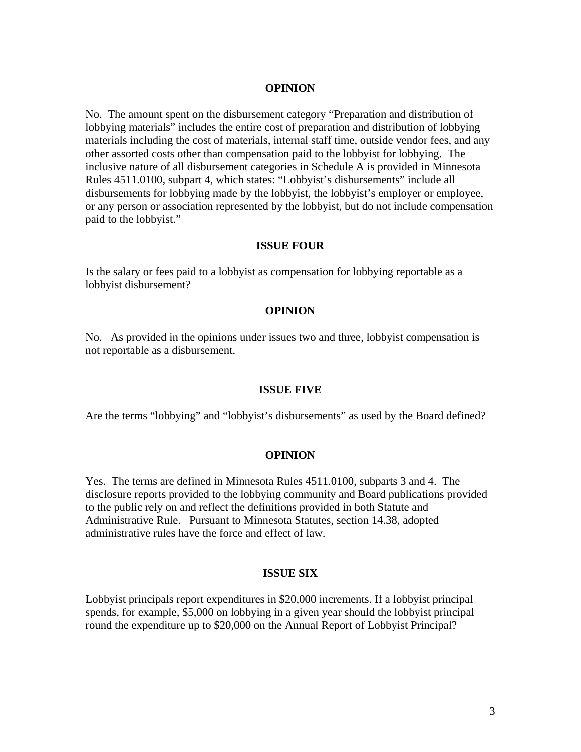## OPINION

No. The amount spent on the disbursement category "Preparation and distribution of lobbying materials" includes the entire cost of preparation and distribution of lobbying materials including the cost of materials, internal staff time, outside vendor fees, and any other assorted costs other than compensation paid to the lobbyist for lobbying. The inclusive nature of all disbursement categories in Schedule A is provided in Minnesota Rules 4511.0100, subpart 4, which states: "Lobbyist's disbursements" include all disbursements for lobbying made by the lobbyist, the lobbyist's employer or employee, or any person or association represented by the lobbyist, but do not include compensation paid to the lobbyist."

## ISSUE FOUR

Is the salary or fees paid to a lobbyist as compensation for lobbying reportable as a lobbyist disbursement?

## OPINION

No. As provided in the opinions under issues two and three, lobbyist compensation is not reportable as a disbursement.

## ISSUE FIVE

Are the terms "lobbying" and "lobbyist's disbursements" as used by the Board defined?

## OPINION

Yes. The terms are defined in Minnesota Rules 4511.0100, subparts 3 and 4. The disclosure reports provided to the lobbying community and Board publications provided to the public rely on and reflect the definitions provided in both Statute and Administrative Rule. Pursuant to Minnesota Statutes, section 14.38, adopted administrative rules have the force and effect of law.

## ISSUE SIX

Lobbyist principals report expenditures in $20,000 increments. If a lobbyist principal spends, for example, $5,000 on lobbying in a given year should the lobbyist principal round the expenditure up to $20,000 on the Annual Report of Lobbyist Principal?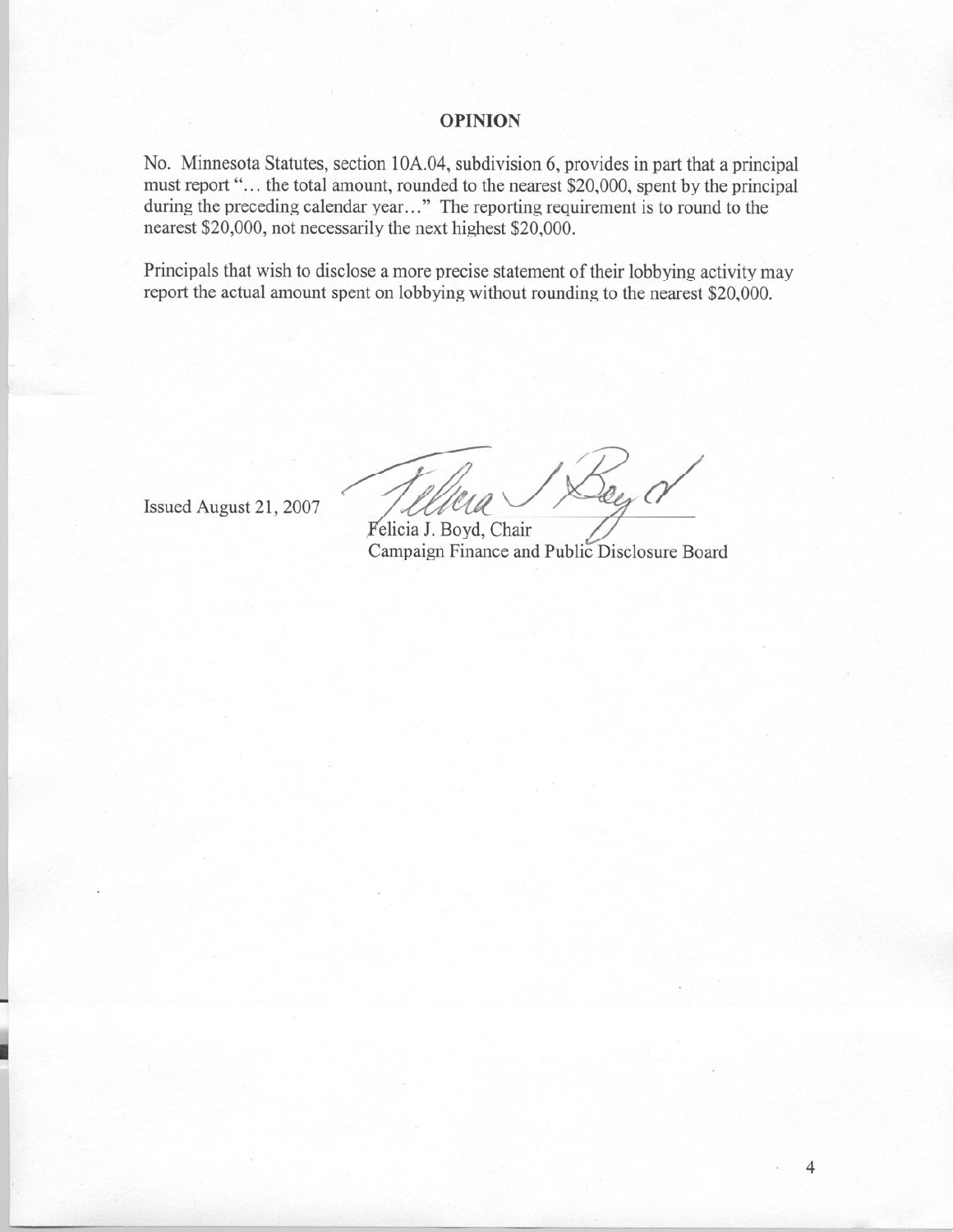## OPINION

No. Minnesota Statutes, section 10A.04, subdivision 6, provides in part that a principal must report "… the total amount, rounded to the nearest $20,000, spent by the principal during the preceding calendar year…" The reporting requirement is to round to the nearest $20,000, not necessarily the next highest $20,000.

Principals that wish to disclose a more precise statement of their lobbying activity may report the actual amount spent on lobbying without rounding to the nearest $20,000.

Issued August 21, 2007

Felicia J. Boyd, Chair
Campaign Finance and Public Disclosure Board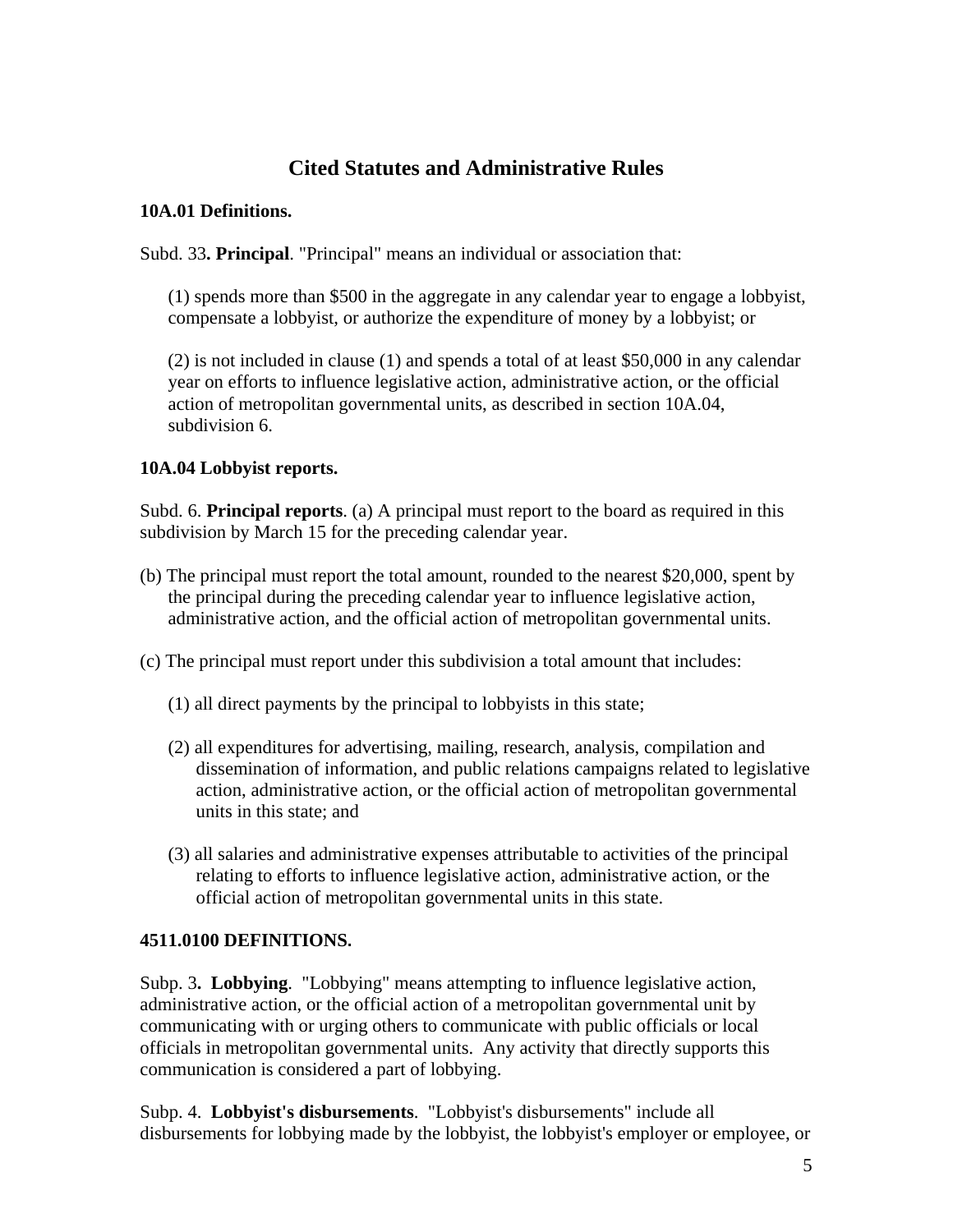## Cited Statutes and Administrative Rules

**10A.01 Definitions.**

Subd. 33**. Principal**. "Principal" means an individual or association that:

(1) spends more than $500 in the aggregate in any calendar year to engage a lobbyist, compensate a lobbyist, or authorize the expenditure of money by a lobbyist; or

(2) is not included in clause (1) and spends a total of at least $50,000 in any calendar year on efforts to influence legislative action, administrative action, or the official action of metropolitan governmental units, as described in section 10A.04, subdivision 6.

**10A.04 Lobbyist reports.**

Subd. 6. **Principal reports**. (a) A principal must report to the board as required in this subdivision by March 15 for the preceding calendar year.

(b) The principal must report the total amount, rounded to the nearest $20,000, spent by the principal during the preceding calendar year to influence legislative action, administrative action, and the official action of metropolitan governmental units.

(c) The principal must report under this subdivision a total amount that includes:

(1) all direct payments by the principal to lobbyists in this state;

(2) all expenditures for advertising, mailing, research, analysis, compilation and dissemination of information, and public relations campaigns related to legislative action, administrative action, or the official action of metropolitan governmental units in this state; and

(3) all salaries and administrative expenses attributable to activities of the principal relating to efforts to influence legislative action, administrative action, or the official action of metropolitan governmental units in this state.

**4511.0100 DEFINITIONS.**

Subp. 3**. Lobbying**. "Lobbying" means attempting to influence legislative action, administrative action, or the official action of a metropolitan governmental unit by communicating with or urging others to communicate with public officials or local officials in metropolitan governmental units. Any activity that directly supports this communication is considered a part of lobbying.

Subp. 4. **Lobbyist's disbursements**. "Lobbyist's disbursements" include all disbursements for lobbying made by the lobbyist, the lobbyist's employer or employee, or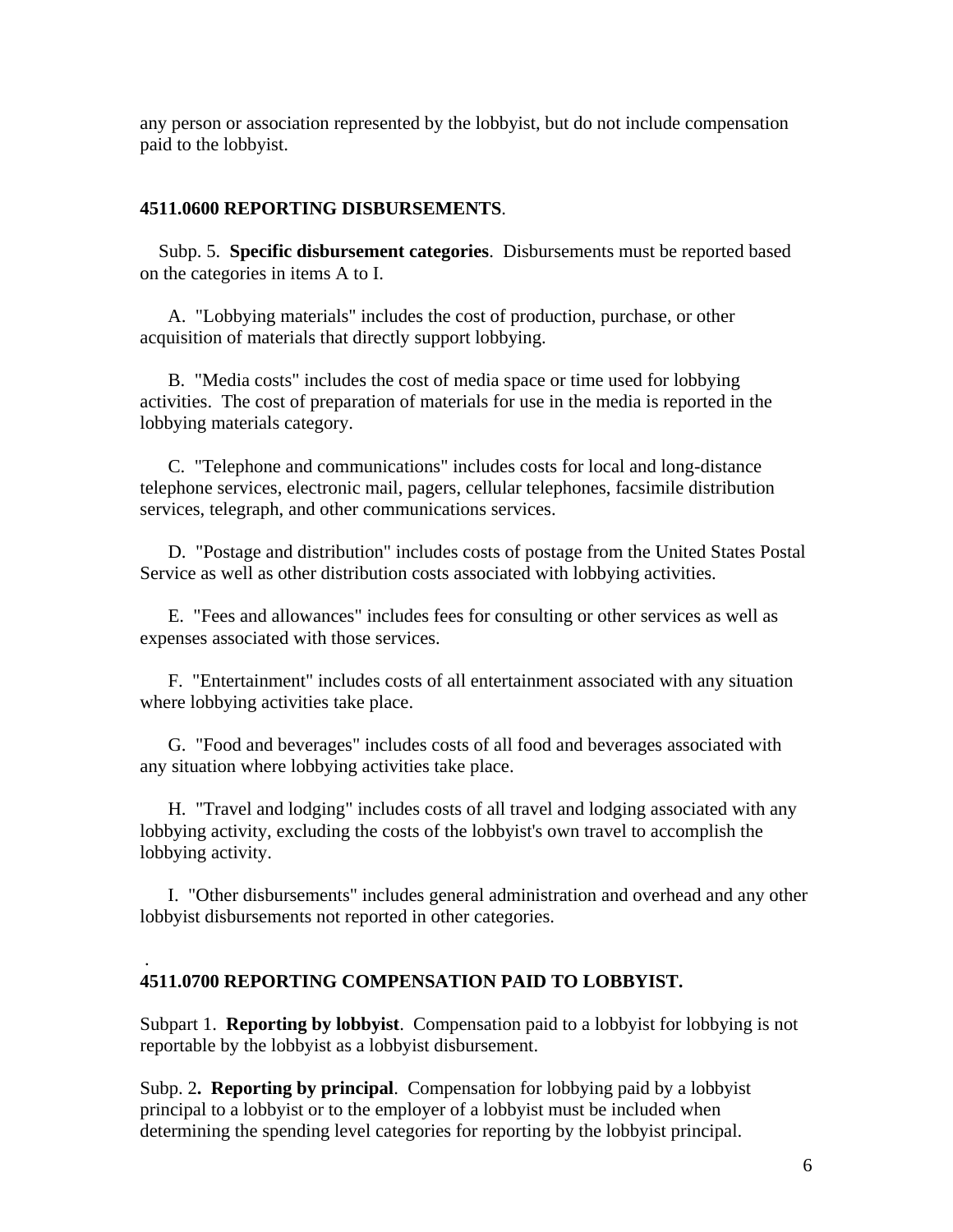any person or association represented by the lobbyist, but do not include compensation paid to the lobbyist.

**4511.0600 REPORTING DISBURSEMENTS**.

Subp. 5. **Specific disbursement categories**. Disbursements must be reported based on the categories in items A to I.

A. "Lobbying materials" includes the cost of production, purchase, or other acquisition of materials that directly support lobbying.

B. "Media costs" includes the cost of media space or time used for lobbying activities. The cost of preparation of materials for use in the media is reported in the lobbying materials category.

C. "Telephone and communications" includes costs for local and long-distance telephone services, electronic mail, pagers, cellular telephones, facsimile distribution services, telegraph, and other communications services.

D. "Postage and distribution" includes costs of postage from the United States Postal Service as well as other distribution costs associated with lobbying activities.

E. "Fees and allowances" includes fees for consulting or other services as well as expenses associated with those services.

F. "Entertainment" includes costs of all entertainment associated with any situation where lobbying activities take place.

G. "Food and beverages" includes costs of all food and beverages associated with any situation where lobbying activities take place.

H. "Travel and lodging" includes costs of all travel and lodging associated with any lobbying activity, excluding the costs of the lobbyist's own travel to accomplish the lobbying activity.

I. "Other disbursements" includes general administration and overhead and any other lobbyist disbursements not reported in other categories.

**4511.0700 REPORTING COMPENSATION PAID TO LOBBYIST.**

Subpart 1. **Reporting by lobbyist**. Compensation paid to a lobbyist for lobbying is not reportable by the lobbyist as a lobbyist disbursement.

Subp. 2**. Reporting by principal**. Compensation for lobbying paid by a lobbyist principal to a lobbyist or to the employer of a lobbyist must be included when determining the spending level categories for reporting by the lobbyist principal.